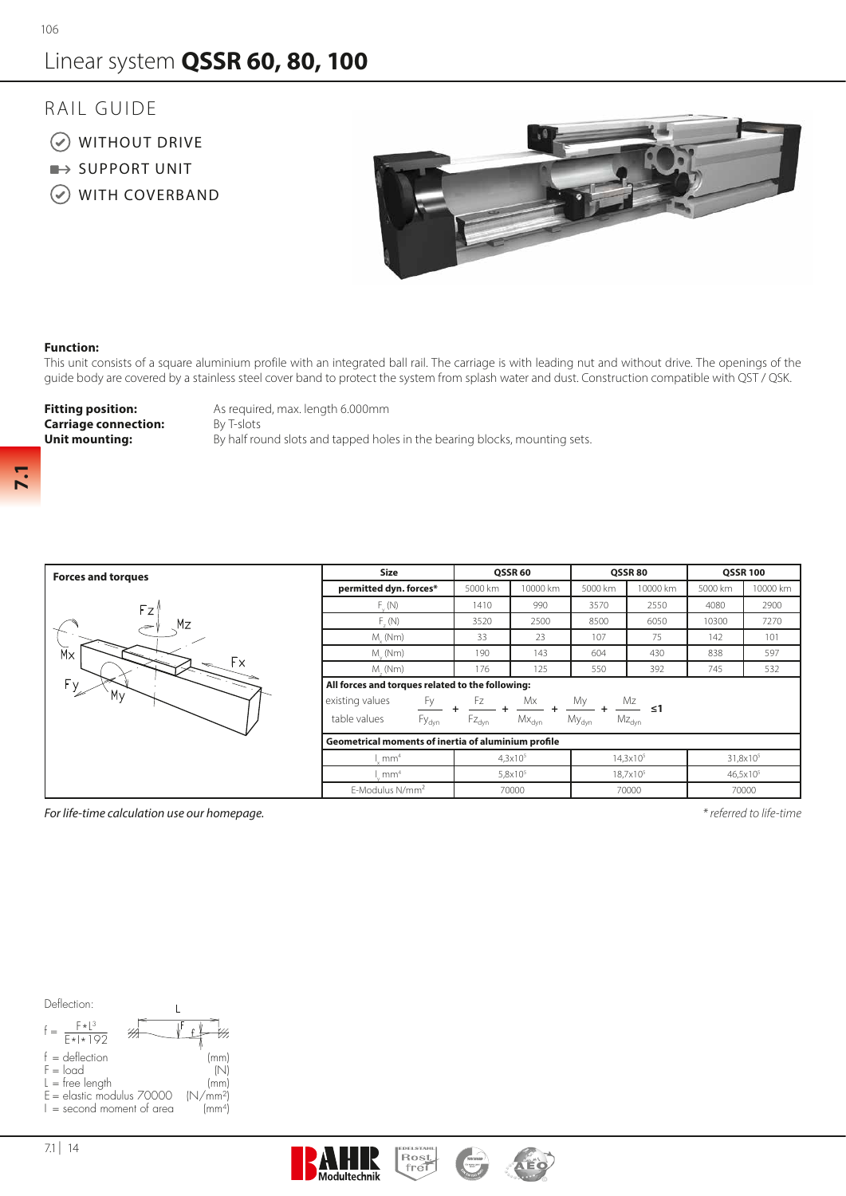# Linear system **QSSR 60, 80, 100**

## RAIL GUIDE

- WITHOUT DRIVE
- SUPPORT UNIT
- WITH COVERBAND

**Function:**
This unit consists of a square aluminium profile with an integrated ball rail. The carriage is with leading nut and without drive. The openings of the guide body are covered by a stainless steel cover band to protect the system from splash water and dust. Construction compatible with QST / QSK.

**Fitting position:** As required, max. length 6.000mm
**Carriage connection:** By T-slots
**Unit mounting:** By half round slots and tapped holes in the bearing blocks, mounting sets.

**Forces and torques**

| Size | QSSR 60 | | QSSR 80 | | QSSR 100 | |
|---|---|---|---|---|---|---|
| **permitted dyn. forces*** | 5000 km | 10000 km | 5000 km | 10000 km | 5000 km | 10000 km |
| $F_y$ (N) | 1410 | 990 | 3570 | 2550 | 4080 | 2900 |
| $F_z$ (N) | 3520 | 2500 | 8500 | 6050 | 10300 | 7270 |
| $M_x$ (Nm) | 33 | 23 | 107 | 75 | 142 | 101 |
| $M_y$ (Nm) | 190 | 143 | 604 | 430 | 838 | 597 |
| $M_z$ (Nm) | 176 | 125 | 550 | 392 | 745 | 532 |

**All forces and torques related to the following:**

$$\frac{\text{existing values}}{\text{table values}}: \quad \frac{Fy}{Fy_{dyn}} + \frac{Fz}{Fz_{dyn}} + \frac{Mx}{Mx_{dyn}} + \frac{My}{My_{dyn}} + \frac{Mz}{Mz_{dyn}} \leq 1$$

**Geometrical moments of inertia of aluminium profile**

| | QSSR 60 | QSSR 80 | QSSR 100 |
|---|---|---|---|
| $I_x$ mm⁴ | $4{,}3 \times 10^5$ | $14{,}3 \times 10^5$ | $31{,}8 \times 10^5$ |
| $I_y$ mm⁴ | $5{,}8 \times 10^5$ | $18{,}7 \times 10^5$ | $46{,}5 \times 10^5$ |
| E-Modulus N/mm² | 70000 | 70000 | 70000 |

*For life-time calculation use our homepage.*

*\* referred to life-time*

Deflection:

$$f = \frac{F \cdot L^3}{E \cdot I \cdot 192}$$

| | |
|---|---|
| f = deflection | (mm) |
| F = load | (N) |
| L = free length | (mm) |
| E = elastic modulus 70000 | (N/mm²) |
| I = second moment of area | (mm⁴) |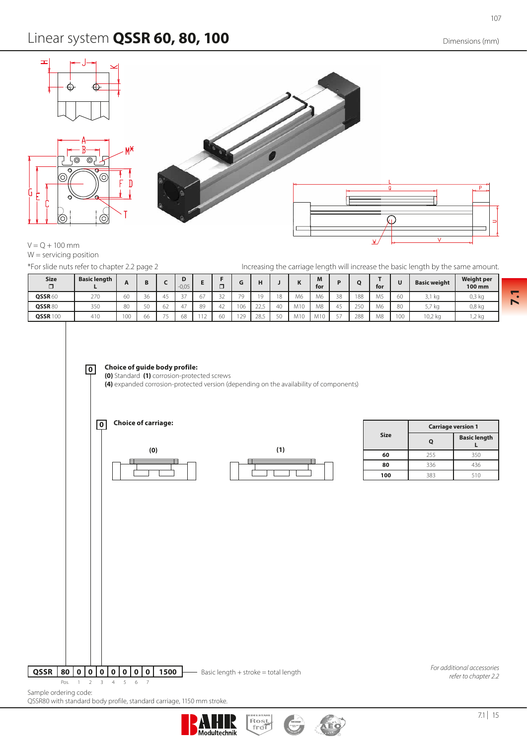# Linear system **QSSR 60, 80, 100**

Dimensions (mm)

V = Q + 100 mm
W = servicing position

*For slide nuts refer to chapter 2.2 page 2

Increasing the carriage length will increase the basic length by the same amount.

| Size ❐ | Basic length L | A | B | C | D -0,05 | E | F ❐ | G | H | J | K | M for | P | Q | T for | U | Basic weight | Weight per 100 mm |
|---|---|---|---|---|---|---|---|---|---|---|---|---|---|---|---|---|---|---|
| **QSSR** 60 | 270 | 60 | 36 | 45 | 37 | 67 | 32 | 79 | 19 | 18 | M6 | M6 | 38 | 188 | M5 | 60 | 3,1 kg | 0,3 kg |
| **QSSR** 80 | 350 | 80 | 50 | 62 | 47 | 89 | 42 | 106 | 22,5 | 40 | M10 | M8 | 45 | 250 | M6 | 80 | 5,7 kg | 0,8 kg |
| **QSSR** 100 | 410 | 100 | 66 | 75 | 68 | 112 | 60 | 129 | 28,5 | 50 | M10 | M10 | 57 | 288 | M8 | 100 | 10,2 kg | 1,2 kg |

**0** **Choice of guide body profile:**
**(0)** Standard **(1)** corrosion-protected screws
**(4)** expanded corrosion-protected version (depending on the availability of components)

**0** **Choice of carriage:**

**(0)** **(1)**

| Size | Carriage version 1 | |
|---|---|---|
| | Q | Basic length L |
| **60** | 255 | 350 |
| **80** | 336 | 436 |
| **100** | 383 | 510 |

| QSSR | 80 | 0 | 0 | 0 | 0 | 0 | 0 | 0 | 1500 |
|---|---|---|---|---|---|---|---|---|---|
| Pos. | 1 | 2 | 3 | 4 | 5 | 6 | 7 | | |

Basic length + stroke = total length

*For additional accessories refer to chapter 2.2*

Sample ordering code:
QSSR80 with standard body profile, standard carriage, 1150 mm stroke.